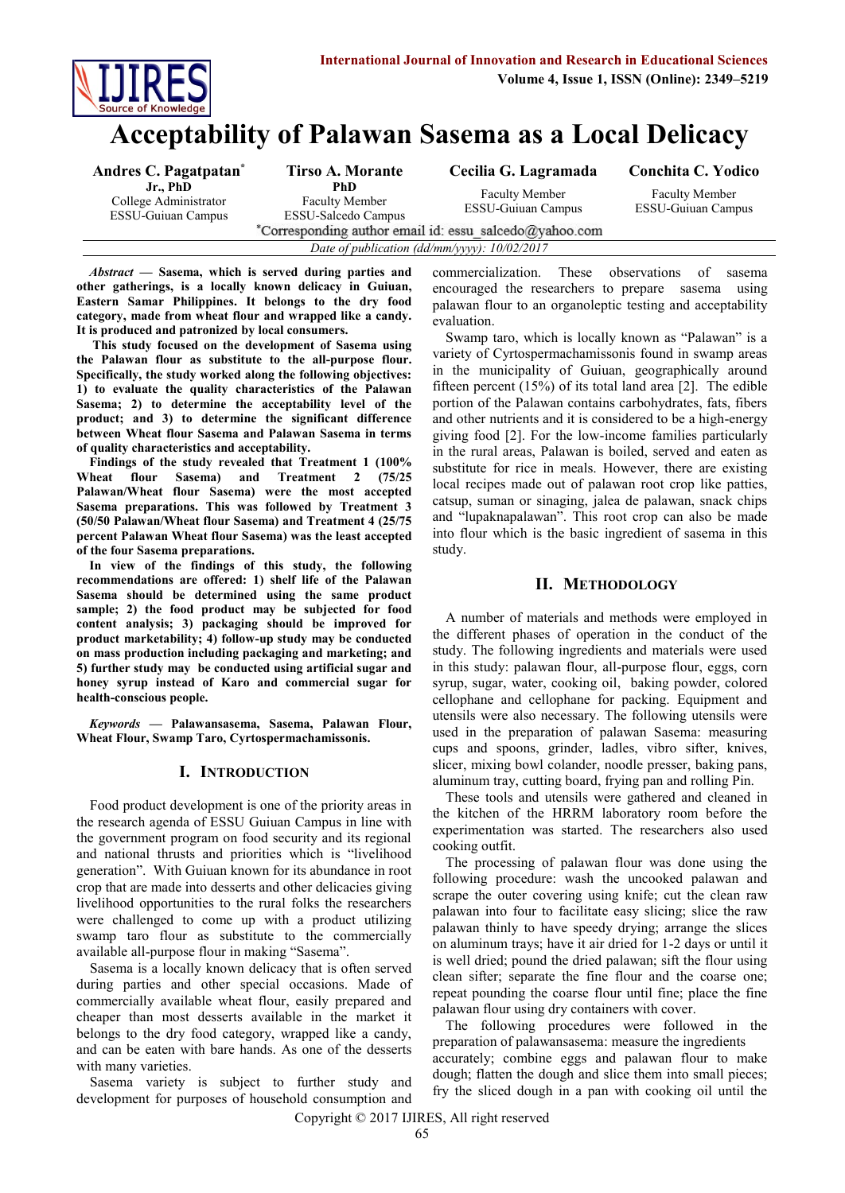# Acceptability of Palawan Sasema as a Local Delicacy

**Andres C. Pagatpatan[*] Jr., PhD**
College Administrator
ESSU-Guiuan Campus

**Tirso A. Morante PhD**
Faculty Member
ESSU-Salcedo Campus

**Cecilia G. Lagramada**
Faculty Member
ESSU-Guiuan Campus

**Conchita C. Yodico**
Faculty Member
ESSU-Guiuan Campus

[*]Corresponding author email id: essu_salcedo@yahoo.com

*Date of publication (dd/mm/yyyy): 10/02/2017*

***Abstract*** **— Sasema, which is served during parties and other gatherings, is a locally known delicacy in Guiuan, Eastern Samar Philippines. It belongs to the dry food category, made from wheat flour and wrapped like a candy. It is produced and patronized by local consumers.**

**This study focused on the development of Sasema using the Palawan flour as substitute to the all-purpose flour. Specifically, the study worked along the following objectives: 1) to evaluate the quality characteristics of the Palawan Sasema; 2) to determine the acceptability level of the product; and 3) to determine the significant difference between Wheat flour Sasema and Palawan Sasema in terms of quality characteristics and acceptability.**

**Findings of the study revealed that Treatment 1 (100% Wheat flour Sasema) and Treatment 2 (75/25 Palawan/Wheat flour Sasema) were the most accepted Sasema preparations. This was followed by Treatment 3 (50/50 Palawan/Wheat flour Sasema) and Treatment 4 (25/75 percent Palawan Wheat flour Sasema) was the least accepted of the four Sasema preparations.**

**In view of the findings of this study, the following recommendations are offered: 1) shelf life of the Palawan Sasema should be determined using the same product sample; 2) the food product may be subjected for food content analysis; 3) packaging should be improved for product marketability; 4) follow-up study may be conducted on mass production including packaging and marketing; and 5) further study may be conducted using artificial sugar and honey syrup instead of Karo and commercial sugar for health-conscious people.**

***Keywords*** **— Palawansasema, Sasema, Palawan Flour, Wheat Flour, Swamp Taro, Cyrtospermachamissonis.**

## I. Introduction

Food product development is one of the priority areas in the research agenda of ESSU Guiuan Campus in line with the government program on food security and its regional and national thrusts and priorities which is "livelihood generation". With Guiuan known for its abundance in root crop that are made into desserts and other delicacies giving livelihood opportunities to the rural folks the researchers were challenged to come up with a product utilizing swamp taro flour as substitute to the commercially available all-purpose flour in making "Sasema".

Sasema is a locally known delicacy that is often served during parties and other special occasions. Made of commercially available wheat flour, easily prepared and cheaper than most desserts available in the market it belongs to the dry food category, wrapped like a candy, and can be eaten with bare hands. As one of the desserts with many varieties.

Sasema variety is subject to further study and development for purposes of household consumption and commercialization. These observations of sasema encouraged the researchers to prepare sasema using palawan flour to an organoleptic testing and acceptability evaluation.

Swamp taro, which is locally known as "Palawan" is a variety of Cyrtospermachamissonis found in swamp areas in the municipality of Guiuan, geographically around fifteen percent (15%) of its total land area [2]. The edible portion of the Palawan contains carbohydrates, fats, fibers and other nutrients and it is considered to be a high-energy giving food [2]. For the low-income families particularly in the rural areas, Palawan is boiled, served and eaten as substitute for rice in meals. However, there are existing local recipes made out of palawan root crop like patties, catsup, suman or singaing, jalea de palawan, snack chips and "lupaknapalawan". This root crop can also be made into flour which is the basic ingredient of sasema in this study.

## II. Methodology

A number of materials and methods were employed in the different phases of operation in the conduct of the study. The following ingredients and materials were used in this study: palawan flour, all-purpose flour, eggs, corn syrup, sugar, water, cooking oil, baking powder, colored cellophane and cellophane for packing. Equipment and utensils were also necessary. The following utensils were used in the preparation of palawan Sasema: measuring cups and spoons, grinder, ladles, vibro sifter, knives, slicer, mixing bowl colander, noodle presser, baking pans, aluminum tray, cutting board, frying pan and rolling Pin.

These tools and utensils were gathered and cleaned in the kitchen of the HRRM laboratory room before the experimentation was started. The researchers also used cooking outfit.

The processing of palawan flour was done using the following procedure: wash the uncooked palawan and scrape the outer covering using knife; cut the clean raw palawan into four to facilitate easy slicing; slice the raw palawan thinly to have speedy drying; arrange the slices on aluminum trays; have it air dried for 1-2 days or until it is well dried; pound the dried palawan; sift the flour using clean sifter; separate the fine flour and the coarse one; repeat pounding the coarse flour until fine; place the fine palawan flour using dry containers with cover.

The following procedures were followed in the preparation of palawansasema: measure the ingredients accurately; combine eggs and palawan flour to make dough; flatten the dough and slice them into small pieces; fry the sliced dough in a pan with cooking oil until the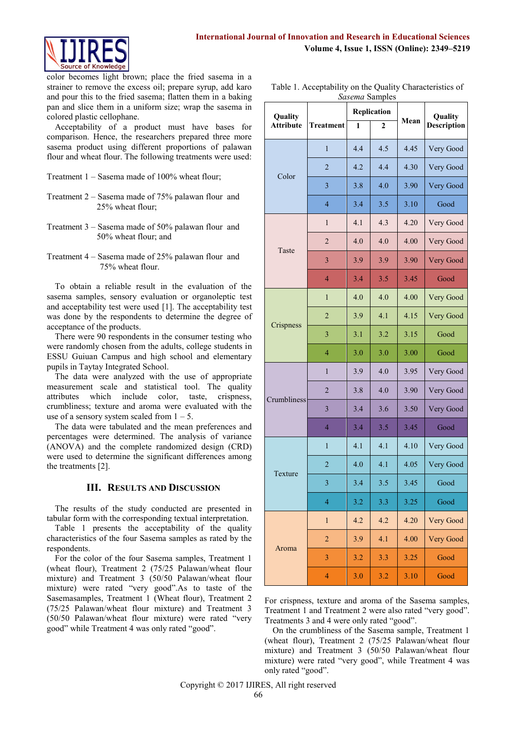color becomes light brown; place the fried sasema in a strainer to remove the excess oil; prepare syrup, add karo and pour this to the fried sasema; flatten them in a baking pan and slice them in a uniform size; wrap the sasema in colored plastic cellophane.

Acceptability of a product must have bases for comparison. Hence, the researchers prepared three more sasema product using different proportions of palawan flour and wheat flour. The following treatments were used:

Treatment 1 – Sasema made of 100% wheat flour;

Treatment 2 – Sasema made of 75% palawan flour and 25% wheat flour;

Treatment 3 – Sasema made of 50% palawan flour and 50% wheat flour; and

Treatment 4 – Sasema made of 25% palawan flour and 75% wheat flour.

To obtain a reliable result in the evaluation of the sasema samples, sensory evaluation or organoleptic test and acceptability test were used [1]. The acceptability test was done by the respondents to determine the degree of acceptance of the products.

There were 90 respondents in the consumer testing who were randomly chosen from the adults, college students in ESSU Guiuan Campus and high school and elementary pupils in Taytay Integrated School.

The data were analyzed with the use of appropriate measurement scale and statistical tool. The quality attributes which include color, taste, crispness, crumbliness; texture and aroma were evaluated with the use of a sensory system scaled from 1 – 5.

The data were tabulated and the mean preferences and percentages were determined. The analysis of variance (ANOVA) and the complete randomized design (CRD) were used to determine the significant differences among the treatments [2].

## III. Results and Discussion

The results of the study conducted are presented in tabular form with the corresponding textual interpretation.

Table 1 presents the acceptability of the quality characteristics of the four Sasema samples as rated by the respondents.

For the color of the four Sasema samples, Treatment 1 (wheat flour), Treatment 2 (75/25 Palawan/wheat flour mixture) and Treatment 3 (50/50 Palawan/wheat flour mixture) were rated "very good".As to taste of the Sasemasamples, Treatment 1 (Wheat flour), Treatment 2 (75/25 Palawan/wheat flour mixture) and Treatment 3 (50/50 Palawan/wheat flour mixture) were rated "very good" while Treatment 4 was only rated "good".

Table 1. Acceptability on the Quality Characteristics of *Sasema* Samples

| Quality Attribute | Treatment | Replication 1 | Replication 2 | Mean | Quality Description |
|---|---|---|---|---|---|
| Color | 1 | 4.4 | 4.5 | 4.45 | Very Good |
| | 2 | 4.2 | 4.4 | 4.30 | Very Good |
| | 3 | 3.8 | 4.0 | 3.90 | Very Good |
| | 4 | 3.4 | 3.5 | 3.10 | Good |
| Taste | 1 | 4.1 | 4.3 | 4.20 | Very Good |
| | 2 | 4.0 | 4.0 | 4.00 | Very Good |
| | 3 | 3.9 | 3.9 | 3.90 | Very Good |
| | 4 | 3.4 | 3.5 | 3.45 | Good |
| Crispness | 1 | 4.0 | 4.0 | 4.00 | Very Good |
| | 2 | 3.9 | 4.1 | 4.15 | Very Good |
| | 3 | 3.1 | 3.2 | 3.15 | Good |
| | 4 | 3.0 | 3.0 | 3.00 | Good |
| Crumbliness | 1 | 3.9 | 4.0 | 3.95 | Very Good |
| | 2 | 3.8 | 4.0 | 3.90 | Very Good |
| | 3 | 3.4 | 3.6 | 3.50 | Very Good |
| | 4 | 3.4 | 3.5 | 3.45 | Good |
| Texture | 1 | 4.1 | 4.1 | 4.10 | Very Good |
| | 2 | 4.0 | 4.1 | 4.05 | Very Good |
| | 3 | 3.4 | 3.5 | 3.45 | Good |
| | 4 | 3.2 | 3.3 | 3.25 | Good |
| Aroma | 1 | 4.2 | 4.2 | 4.20 | Very Good |
| | 2 | 3.9 | 4.1 | 4.00 | Very Good |
| | 3 | 3.2 | 3.3 | 3.25 | Good |
| | 4 | 3.0 | 3.2 | 3.10 | Good |

For crispness, texture and aroma of the Sasema samples, Treatment 1 and Treatment 2 were also rated "very good". Treatments 3 and 4 were only rated "good".

On the crumbliness of the Sasema sample, Treatment 1 (wheat flour), Treatment 2 (75/25 Palawan/wheat flour mixture) and Treatment 3 (50/50 Palawan/wheat flour mixture) were rated "very good", while Treatment 4 was only rated "good".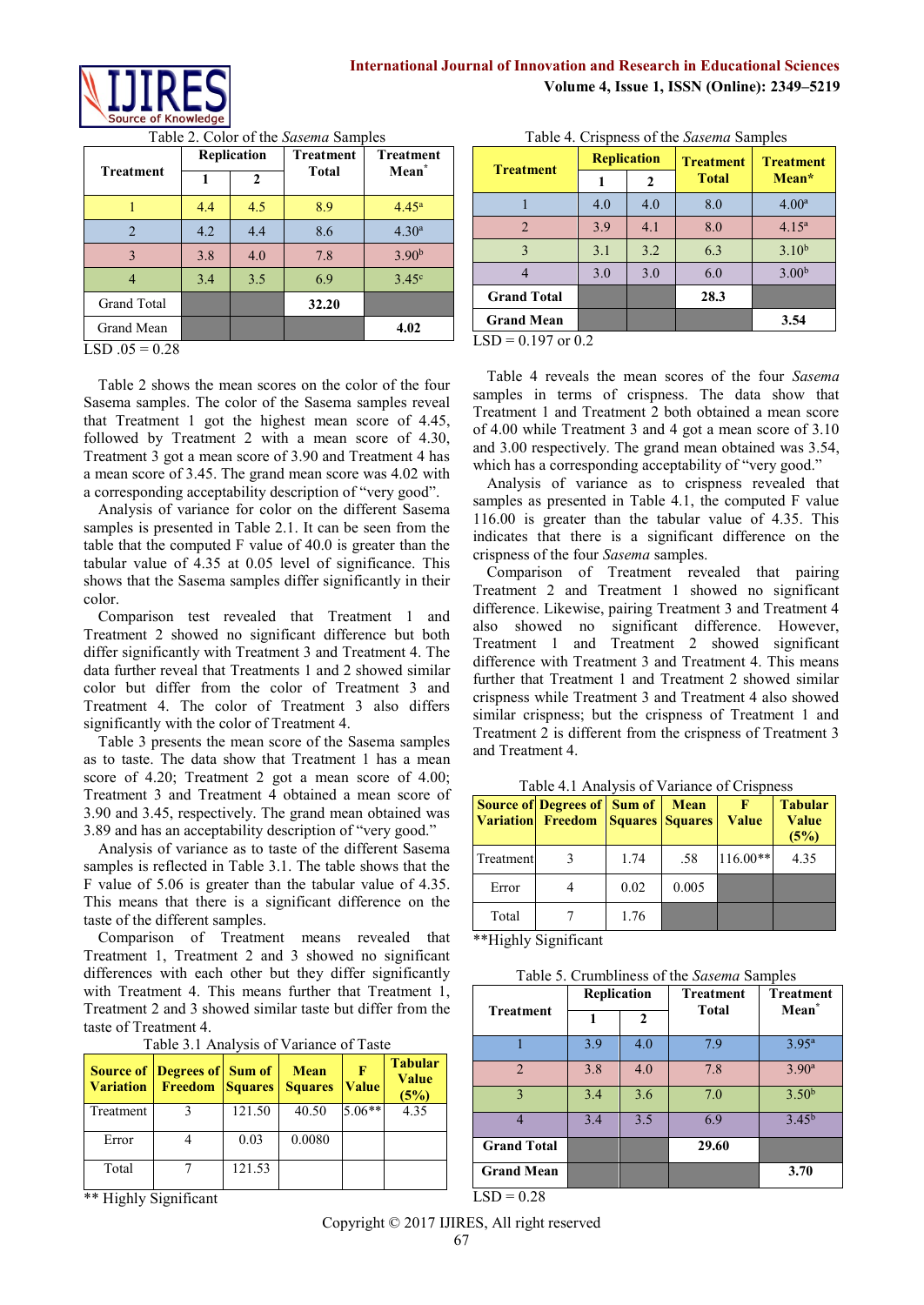Table 2. Color of the *Sasema* Samples

| Treatment | Replication | | Treatment Total | Treatment Mean* |
|---|---|---|---|---|
| | 1 | 2 | | |
| 1 | 4.4 | 4.5 | 8.9 | 4.45[a] |
| 2 | 4.2 | 4.4 | 8.6 | 4.30[a] |
| 3 | 3.8 | 4.0 | 7.8 | 3.90[b] |
| 4 | 3.4 | 3.5 | 6.9 | 3.45[c] |
| Grand Total | | | 32.20 | |
| Grand Mean | | | | 4.02 |

LSD .05 = 0.28

Table 2 shows the mean scores on the color of the four Sasema samples. The color of the Sasema samples reveal that Treatment 1 got the highest mean score of 4.45, followed by Treatment 2 with a mean score of 4.30, Treatment 3 got a mean score of 3.90 and Treatment 4 has a mean score of 3.45. The grand mean score was 4.02 with a corresponding acceptability description of "very good".

Analysis of variance for color on the different Sasema samples is presented in Table 2.1. It can be seen from the table that the computed F value of 40.0 is greater than the tabular value of 4.35 at 0.05 level of significance. This shows that the Sasema samples differ significantly in their color.

Comparison test revealed that Treatment 1 and Treatment 2 showed no significant difference but both differ significantly with Treatment 3 and Treatment 4. The data further reveal that Treatments 1 and 2 showed similar color but differ from the color of Treatment 3 and Treatment 4. The color of Treatment 3 also differs significantly with the color of Treatment 4.

Table 3 presents the mean score of the Sasema samples as to taste. The data show that Treatment 1 has a mean score of 4.20; Treatment 2 got a mean score of 4.00; Treatment 3 and Treatment 4 obtained a mean score of 3.90 and 3.45, respectively. The grand mean obtained was 3.89 and has an acceptability description of "very good."

Analysis of variance as to taste of the different Sasema samples is reflected in Table 3.1. The table shows that the F value of 5.06 is greater than the tabular value of 4.35. This means that there is a significant difference on the taste of the different samples.

Comparison of Treatment means revealed that Treatment 1, Treatment 2 and 3 showed no significant differences with each other but they differ significantly with Treatment 4. This means further that Treatment 1, Treatment 2 and 3 showed similar taste but differ from the taste of Treatment 4.

Table 3.1 Analysis of Variance of Taste

| Source of Variation | Degrees of Freedom | Sum of Squares | Mean Squares | F Value | Tabular Value (5%) |
|---|---|---|---|---|---|
| Treatment | 3 | 121.50 | 40.50 | 5.06** | 4.35 |
| Error | 4 | 0.03 | 0.0080 | | |
| Total | 7 | 121.53 | | | |

** Highly Significant

Table 4. Crispness of the *Sasema* Samples

| Treatment | Replication | | Treatment Total | Treatment Mean* |
|---|---|---|---|---|
| | 1 | 2 | | |
| 1 | 4.0 | 4.0 | 8.0 | 4.00[a] |
| 2 | 3.9 | 4.1 | 8.0 | 4.15[a] |
| 3 | 3.1 | 3.2 | 6.3 | 3.10[b] |
| 4 | 3.0 | 3.0 | 6.0 | 3.00[b] |
| Grand Total | | | 28.3 | |
| Grand Mean | | | | 3.54 |

LSD = 0.197 or 0.2

Table 4 reveals the mean scores of the four *Sasema* samples in terms of crispness. The data show that Treatment 1 and Treatment 2 both obtained a mean score of 4.00 while Treatment 3 and 4 got a mean score of 3.10 and 3.00 respectively. The grand mean obtained was 3.54, which has a corresponding acceptability of "very good."

Analysis of variance as to crispness revealed that samples as presented in Table 4.1, the computed F value 116.00 is greater than the tabular value of 4.35. This indicates that there is a significant difference on the crispness of the four *Sasema* samples.

Comparison of Treatment revealed that pairing Treatment 2 and Treatment 1 showed no significant difference. Likewise, pairing Treatment 3 and Treatment 4 also showed no significant difference. However, Treatment 1 and Treatment 2 showed significant difference with Treatment 3 and Treatment 4. This means further that Treatment 1 and Treatment 2 showed similar crispness while Treatment 3 and Treatment 4 also showed similar crispness; but the crispness of Treatment 1 and Treatment 2 is different from the crispness of Treatment 3 and Treatment 4.

Table 4.1 Analysis of Variance of Crispness

| Source of Variation | Degrees of Freedom | Sum of Squares | Mean Squares | F Value | Tabular Value (5%) |
|---|---|---|---|---|---|
| Treatment | 3 | 1.74 | .58 | 116.00** | 4.35 |
| Error | 4 | 0.02 | 0.005 | | |
| Total | 7 | 1.76 | | | |

**Highly Significant

Table 5. Crumbliness of the *Sasema* Samples

| Treatment | Replication | | Treatment Total | Treatment Mean* |
|---|---|---|---|---|
| | 1 | 2 | | |
| 1 | 3.9 | 4.0 | 7.9 | 3.95[a] |
| 2 | 3.8 | 4.0 | 7.8 | 3.90[a] |
| 3 | 3.4 | 3.6 | 7.0 | 3.50[b] |
| 4 | 3.4 | 3.5 | 6.9 | 3.45[b] |
| Grand Total | | | 29.60 | |
| Grand Mean | | | | 3.70 |

LSD = 0.28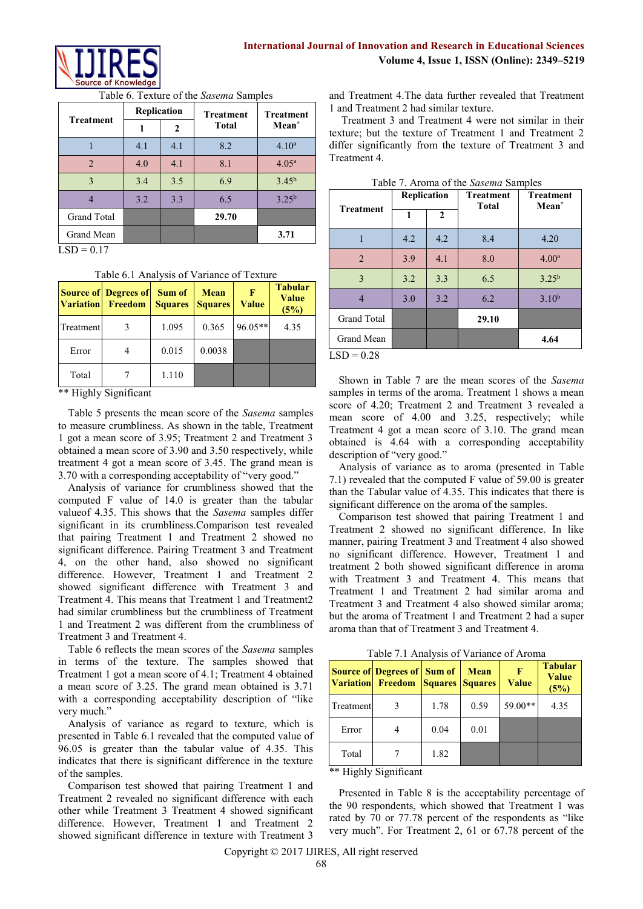Table 6. Texture of the *Sasema* Samples

| Treatment | Replication | | Treatment Total | Treatment Mean* |
|---|---|---|---|---|
| | 1 | 2 | | |
| 1 | 4.1 | 4.1 | 8.2 | 4.10[a] |
| 2 | 4.0 | 4.1 | 8.1 | 4.05[a] |
| 3 | 3.4 | 3.5 | 6.9 | 3.45[b] |
| 4 | 3.2 | 3.3 | 6.5 | 3.25[b] |
| Grand Total | | | **29.70** | |
| Grand Mean | | | | **3.71** |

LSD = 0.17

Table 6.1 Analysis of Variance of Texture

| Source of Variation | Degrees of Freedom | Sum of Squares | Mean Squares | F Value | Tabular Value (5%) |
|---|---|---|---|---|---|
| Treatment | 3 | 1.095 | 0.365 | 96.05** | 4.35 |
| Error | 4 | 0.015 | 0.0038 | | |
| Total | 7 | 1.110 | | | |

** Highly Significant

Table 5 presents the mean score of the *Sasema* samples to measure crumbliness. As shown in the table, Treatment 1 got a mean score of 3.95; Treatment 2 and Treatment 3 obtained a mean score of 3.90 and 3.50 respectively, while treatment 4 got a mean score of 3.45. The grand mean is 3.70 with a corresponding acceptability of "very good."

Analysis of variance for crumbliness showed that the computed F value of 14.0 is greater than the tabular valueof 4.35. This shows that the *Sasema* samples differ significant in its crumbliness.Comparison test revealed that pairing Treatment 1 and Treatment 2 showed no significant difference. Pairing Treatment 3 and Treatment 4, on the other hand, also showed no significant difference. However, Treatment 1 and Treatment 2 showed significant difference with Treatment 3 and Treatment 4. This means that Treatment 1 and Treatment2 had similar crumbliness but the crumbliness of Treatment 1 and Treatment 2 was different from the crumbliness of Treatment 3 and Treatment 4.

Table 6 reflects the mean scores of the *Sasema* samples in terms of the texture. The samples showed that Treatment 1 got a mean score of 4.1; Treatment 4 obtained a mean score of 3.25. The grand mean obtained is 3.71 with a corresponding acceptability description of "like very much."

Analysis of variance as regard to texture, which is presented in Table 6.1 revealed that the computed value of 96.05 is greater than the tabular value of 4.35. This indicates that there is significant difference in the texture of the samples.

Comparison test showed that pairing Treatment 1 and Treatment 2 revealed no significant difference with each other while Treatment 3 Treatment 4 showed significant difference. However, Treatment 1 and Treatment 2 showed significant difference in texture with Treatment 3 and Treatment 4.The data further revealed that Treatment 1 and Treatment 2 had similar texture.

Treatment 3 and Treatment 4 were not similar in their texture; but the texture of Treatment 1 and Treatment 2 differ significantly from the texture of Treatment 3 and Treatment 4.

Table 7. Aroma of the *Sasema* Samples

| Treatment | Replication | | Treatment Total | Treatment Mean* |
|---|---|---|---|---|
| | 1 | 2 | | |
| 1 | 4.2 | 4.2 | 8.4 | 4.20 |
| 2 | 3.9 | 4.1 | 8.0 | 4.00[a] |
| 3 | 3.2 | 3.3 | 6.5 | 3.25[b] |
| 4 | 3.0 | 3.2 | 6.2 | 3.10[b] |
| Grand Total | | | **29.10** | |
| Grand Mean | | | | **4.64** |

LSD = 0.28

Shown in Table 7 are the mean scores of the *Sasema* samples in terms of the aroma. Treatment 1 shows a mean score of 4.20; Treatment 2 and Treatment 3 revealed a mean score of 4.00 and 3.25, respectively; while Treatment 4 got a mean score of 3.10. The grand mean obtained is 4.64 with a corresponding acceptability description of "very good."

Analysis of variance as to aroma (presented in Table 7.1) revealed that the computed F value of 59.00 is greater than the Tabular value of 4.35. This indicates that there is significant difference on the aroma of the samples.

Comparison test showed that pairing Treatment 1 and Treatment 2 showed no significant difference. In like manner, pairing Treatment 3 and Treatment 4 also showed no significant difference. However, Treatment 1 and treatment 2 both showed significant difference in aroma with Treatment 3 and Treatment 4. This means that Treatment 1 and Treatment 2 had similar aroma and Treatment 3 and Treatment 4 also showed similar aroma; but the aroma of Treatment 1 and Treatment 2 had a super aroma than that of Treatment 3 and Treatment 4.

Table 7.1 Analysis of Variance of Aroma

| Source of Variation | Degrees of Freedom | Sum of Squares | Mean Squares | F Value | Tabular Value (5%) |
|---|---|---|---|---|---|
| Treatment | 3 | 1.78 | 0.59 | 59.00** | 4.35 |
| Error | 4 | 0.04 | 0.01 | | |
| Total | 7 | 1.82 | | | |

** Highly Significant

Presented in Table 8 is the acceptability percentage of the 90 respondents, which showed that Treatment 1 was rated by 70 or 77.78 percent of the respondents as "like very much". For Treatment 2, 61 or 67.78 percent of the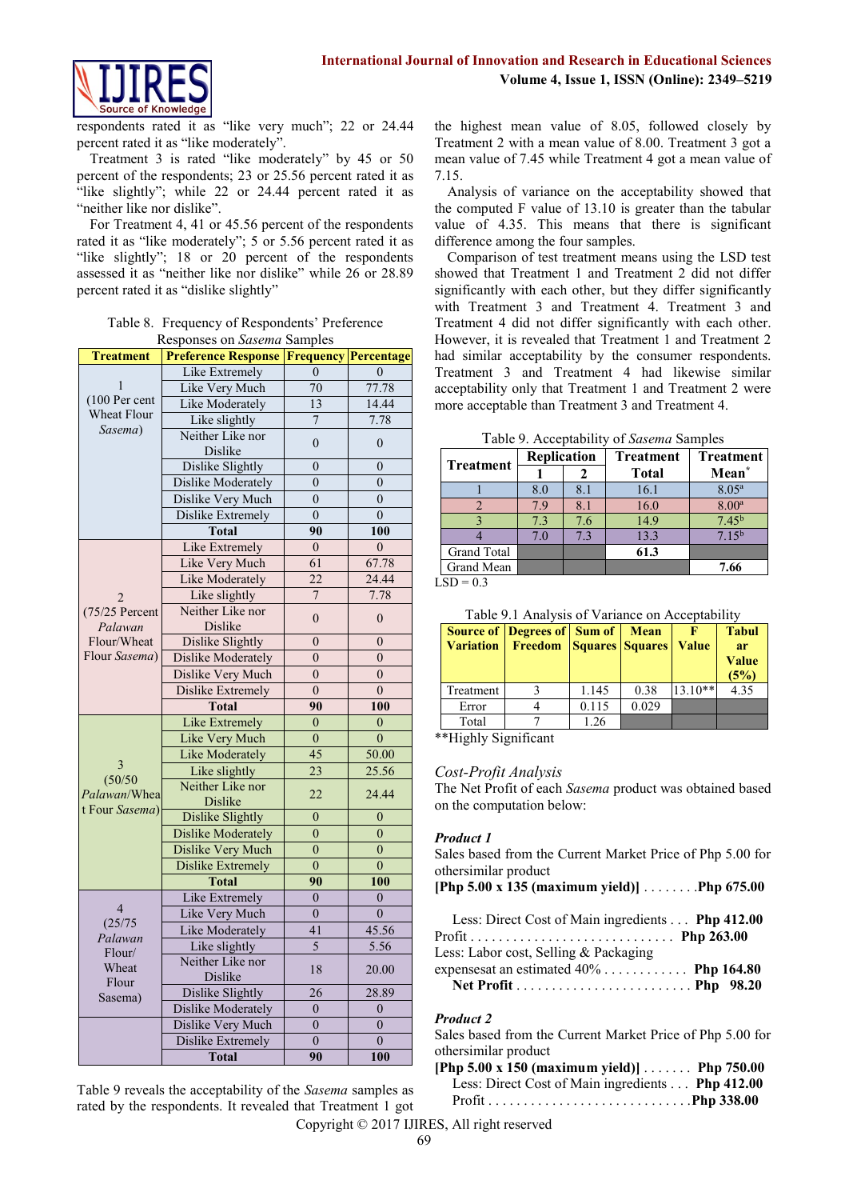respondents rated it as "like very much"; 22 or 24.44 percent rated it as "like moderately".

Treatment 3 is rated "like moderately" by 45 or 50 percent of the respondents; 23 or 25.56 percent rated it as "like slightly"; while 22 or 24.44 percent rated it as "neither like nor dislike".

For Treatment 4, 41 or 45.56 percent of the respondents rated it as "like moderately"; 5 or 5.56 percent rated it as "like slightly"; 18 or 20 percent of the respondents assessed it as "neither like nor dislike" while 26 or 28.89 percent rated it as "dislike slightly"

Table 8. Frequency of Respondents' Preference Responses on *Sasema* Samples

| Treatment | Preference Response | Frequency | Percentage |
|---|---|---|---|
| 1 (100 Per cent Wheat Flour *Sasema*) | Like Extremely | 0 | 0 |
| | Like Very Much | 70 | 77.78 |
| | Like Moderately | 13 | 14.44 |
| | Like slightly | 7 | 7.78 |
| | Neither Like nor Dislike | 0 | 0 |
| | Dislike Slightly | 0 | 0 |
| | Dislike Moderately | 0 | 0 |
| | Dislike Very Much | 0 | 0 |
| | Dislike Extremely | 0 | 0 |
| | **Total** | **90** | **100** |
| 2 (75/25 Percent *Palawan* Flour/Wheat Flour *Sasema*) | Like Extremely | 0 | 0 |
| | Like Very Much | 61 | 67.78 |
| | Like Moderately | 22 | 24.44 |
| | Like slightly | 7 | 7.78 |
| | Neither Like nor Dislike | 0 | 0 |
| | Dislike Slightly | 0 | 0 |
| | Dislike Moderately | 0 | 0 |
| | Dislike Very Much | 0 | 0 |
| | Dislike Extremely | 0 | 0 |
| | **Total** | **90** | **100** |
| 3 (50/50 *Palawan*/Wheat Four *Sasema*) | Like Extremely | 0 | 0 |
| | Like Very Much | 0 | 0 |
| | Like Moderately | 45 | 50.00 |
| | Like slightly | 23 | 25.56 |
| | Neither Like nor Dislike | 22 | 24.44 |
| | Dislike Slightly | 0 | 0 |
| | Dislike Moderately | 0 | 0 |
| | Dislike Very Much | 0 | 0 |
| | Dislike Extremely | 0 | 0 |
| | **Total** | **90** | **100** |
| 4 (25/75 *Palawan* Flour/ Wheat Flour Sasema) | Like Extremely | 0 | 0 |
| | Like Very Much | 0 | 0 |
| | Like Moderately | 41 | 45.56 |
| | Like slightly | 5 | 5.56 |
| | Neither Like nor Dislike | 18 | 20.00 |
| | Dislike Slightly | 26 | 28.89 |
| | Dislike Moderately | 0 | 0 |
| | Dislike Very Much | 0 | 0 |
| | Dislike Extremely | 0 | 0 |
| | **Total** | **90** | **100** |

Table 9 reveals the acceptability of the *Sasema* samples as rated by the respondents. It revealed that Treatment 1 got the highest mean value of 8.05, followed closely by Treatment 2 with a mean value of 8.00. Treatment 3 got a mean value of 7.45 while Treatment 4 got a mean value of 7.15.

Analysis of variance on the acceptability showed that the computed F value of 13.10 is greater than the tabular value of 4.35. This means that there is significant difference among the four samples.

Comparison of test treatment means using the LSD test showed that Treatment 1 and Treatment 2 did not differ significantly with each other, but they differ significantly with Treatment 3 and Treatment 4. Treatment 3 and Treatment 4 did not differ significantly with each other. However, it is revealed that Treatment 1 and Treatment 2 had similar acceptability by the consumer respondents. Treatment 3 and Treatment 4 had likewise similar acceptability only that Treatment 1 and Treatment 2 were more acceptable than Treatment 3 and Treatment 4.

Table 9. Acceptability of *Sasema* Samples

| Treatment | Replication 1 | Replication 2 | Treatment Total | Treatment Mean* |
|---|---|---|---|---|
| 1 | 8.0 | 8.1 | 16.1 | $8.05^a$ |
| 2 | 7.9 | 8.1 | 16.0 | $8.00^a$ |
| 3 | 7.3 | 7.6 | 14.9 | $7.45^b$ |
| 4 | 7.0 | 7.3 | 13.3 | $7.15^b$ |
| Grand Total | | | **61.3** | |
| Grand Mean | | | | **7.66** |

LSD = 0.3

Table 9.1 Analysis of Variance on Acceptability

| Source of Variation | Degrees of Freedom | Sum of Squares | Mean Squares | F Value | Tabular Value (5%) |
|---|---|---|---|---|---|
| Treatment | 3 | 1.145 | 0.38 | 13.10** | 4.35 |
| Error | 4 | 0.115 | 0.029 | | |
| Total | 7 | 1.26 | | | |

**Highly Significant

## *Cost-Profit Analysis*

The Net Profit of each *Sasema* product was obtained based on the computation below:

***Product 1***

Sales based from the Current Market Price of Php 5.00 for othersimilar product

**[Php 5.00 x 135 (maximum yield)] . . . . . . . .Php 675.00**

Less: Direct Cost of Main ingredients . . . **Php 412.00**
Profit . . . . . . . . . . . . . . . . . . . . . . . . . . . . . **Php 263.00**
Less: Labor cost, Selling & Packaging
expensesat an estimated 40% . . . . . . . . . . . . **Php 164.80**
**Net Profit** . . . . . . . . . . . . . . . . . . . . . . . . . **Php 98.20**

***Product 2***

Sales based from the Current Market Price of Php 5.00 for othersimilar product

**[Php 5.00 x 150 (maximum yield)] . . . . . . . Php 750.00**

Less: Direct Cost of Main ingredients . . . **Php 412.00**
Profit . . . . . . . . . . . . . . . . . . . . . . . . . . . . .**Php 338.00**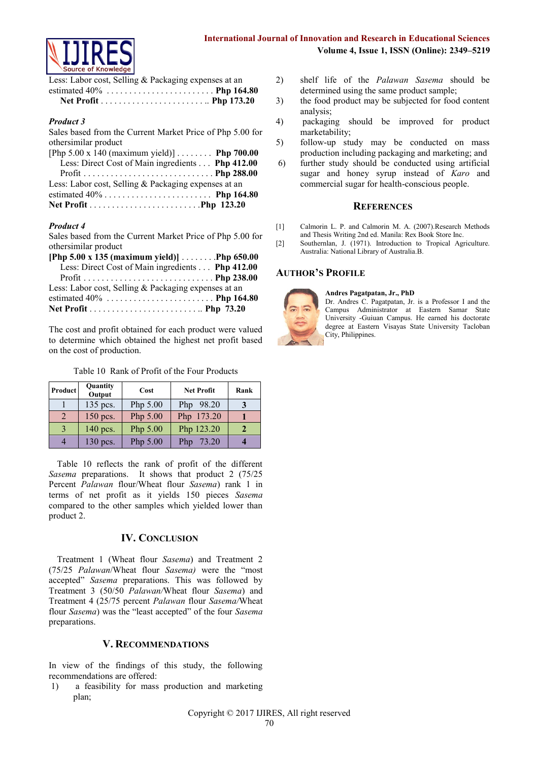Less: Labor cost, Selling & Packaging expenses at an estimated 40% ........................ **Php 164.80**
**Net Profit** ......................... **Php 173.20**

***Product 3***

Sales based from the Current Market Price of Php 5.00 for othersimilar product

[Php 5.00 x 140 (maximum yield)] ........ **Php 700.00**
Less: Direct Cost of Main ingredients ... **Php 412.00**
Profit ............................ **Php 288.00**
Less: Labor cost, Selling & Packaging expenses at an estimated 40% ........................ **Php 164.80**
**Net Profit** ......................... **Php 123.20**

***Product 4***

Sales based from the Current Market Price of Php 5.00 for othersimilar product

**[Php 5.00 x 135 (maximum yield)]** ........**Php 650.00**
Less: Direct Cost of Main ingredients ... **Php 412.00**
Profit ............................ **Php 238.00**
Less: Labor cost, Selling & Packaging expenses at an estimated 40% ........................ **Php 164.80**
**Net Profit** ......................... **Php 73.20**

The cost and profit obtained for each product were valued to determine which obtained the highest net profit based on the cost of production.

Table 10 Rank of Profit of the Four Products

| Product | Quantity Output | Cost | Net Profit | Rank |
|---|---|---|---|---|
| 1 | 135 pcs. | Php 5.00 | Php 98.20 | **3** |
| 2 | 150 pcs. | Php 5.00 | Php 173.20 | **1** |
| 3 | 140 pcs. | Php 5.00 | Php 123.20 | **2** |
| 4 | 130 pcs. | Php 5.00 | Php 73.20 | **4** |

Table 10 reflects the rank of profit of the different *Sasema* preparations. It shows that product 2 (75/25 Percent *Palawan* flour/Wheat flour *Sasema*) rank 1 in terms of net profit as it yields 150 pieces *Sasema* compared to the other samples which yielded lower than product 2.

## IV. Conclusion

Treatment 1 (Wheat flour *Sasema*) and Treatment 2 (75/25 *Palawan*/Wheat flour *Sasema)* were the "most accepted" *Sasema* preparations. This was followed by Treatment 3 (50/50 *Palawan/*Wheat flour *Sasema*) and Treatment 4 (25/75 percent *Palawan* flour *Sasema/*Wheat flour *Sasema*) was the "least accepted" of the four *Sasema* preparations.

## V. Recommendations

In view of the findings of this study, the following recommendations are offered:

1) a feasibility for mass production and marketing plan;
2) shelf life of the *Palawan Sasema* should be determined using the same product sample;
3) the food product may be subjected for food content analysis;
4) packaging should be improved for product marketability;
5) follow-up study may be conducted on mass production including packaging and marketing; and
6) further study should be conducted using artificial sugar and honey syrup instead of *Karo* and commercial sugar for health-conscious people.

## References

[1] Calmorin L. P. and Calmorin M. A. (2007).Research Methods and Thesis Writing 2nd ed. Manila: Rex Book Store Inc.

[2] Southernlan, J. (1971). Introduction to Tropical Agriculture. Australia: National Library of Australia.B.

## Author's Profile

**Andres Pagatpatan, Jr., PhD**

Dr. Andres C. Pagatpatan, Jr. is a Professor I and the Campus Administrator at Eastern Samar State University -Guiuan Campus. He earned his doctorate degree at Eastern Visayas State University Tacloban City, Philippines.